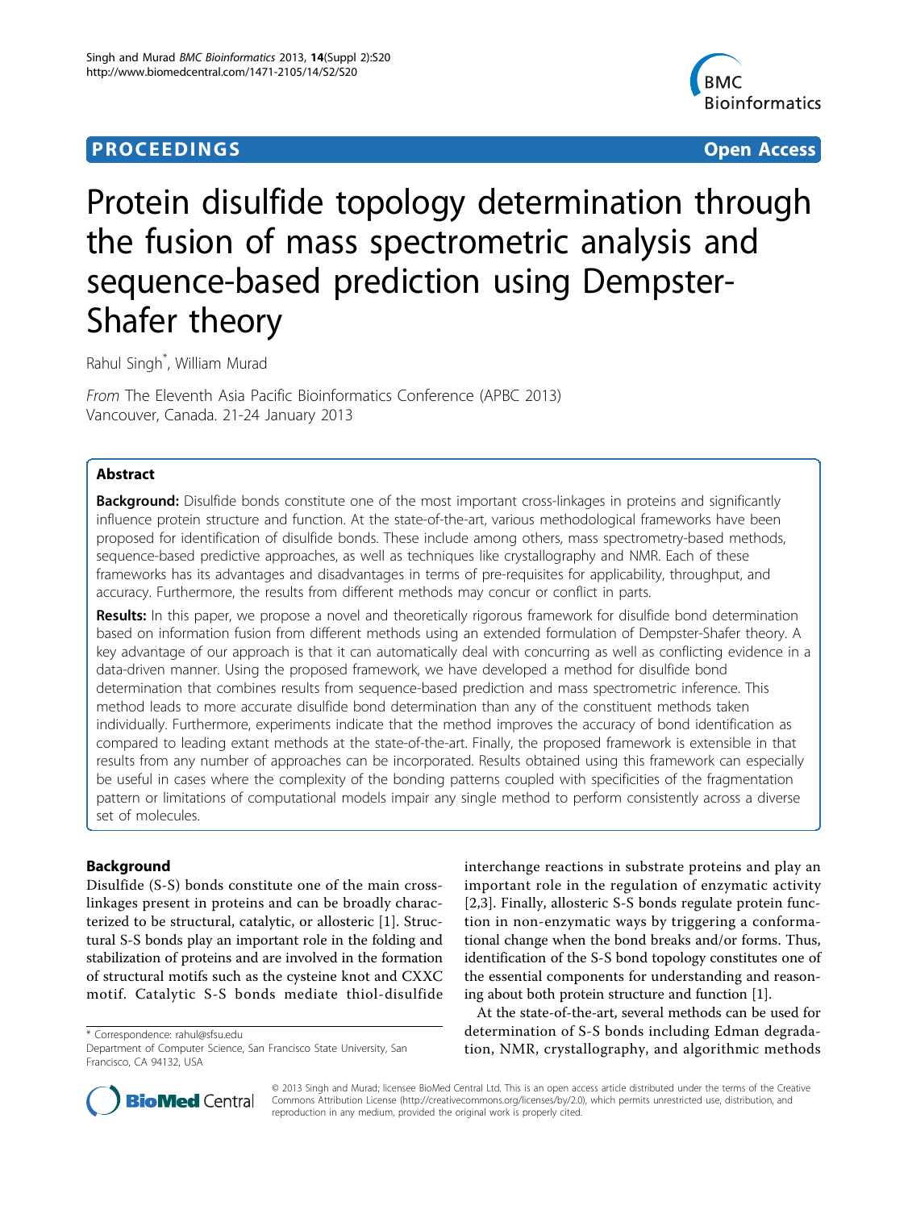PROCEEDINGS **Open Access**

# Protein disulfide topology determination through the fusion of mass spectrometric analysis and sequence-based prediction using Dempster-Shafer theory

Rahul Singh*, William Murad

*From* The Eleventh Asia Pacific Bioinformatics Conference (APBC 2013)
Vancouver, Canada. 21-24 January 2013

## Abstract

**Background:** Disulfide bonds constitute one of the most important cross-linkages in proteins and significantly influence protein structure and function. At the state-of-the-art, various methodological frameworks have been proposed for identification of disulfide bonds. These include among others, mass spectrometry-based methods, sequence-based predictive approaches, as well as techniques like crystallography and NMR. Each of these frameworks has its advantages and disadvantages in terms of pre-requisites for applicability, throughput, and accuracy. Furthermore, the results from different methods may concur or conflict in parts.

**Results:** In this paper, we propose a novel and theoretically rigorous framework for disulfide bond determination based on information fusion from different methods using an extended formulation of Dempster-Shafer theory. A key advantage of our approach is that it can automatically deal with concurring as well as conflicting evidence in a data-driven manner. Using the proposed framework, we have developed a method for disulfide bond determination that combines results from sequence-based prediction and mass spectrometric inference. This method leads to more accurate disulfide bond determination than any of the constituent methods taken individually. Furthermore, experiments indicate that the method improves the accuracy of bond identification as compared to leading extant methods at the state-of-the-art. Finally, the proposed framework is extensible in that results from any number of approaches can be incorporated. Results obtained using this framework can especially be useful in cases where the complexity of the bonding patterns coupled with specificities of the fragmentation pattern or limitations of computational models impair any single method to perform consistently across a diverse set of molecules.

## Background

Disulfide (S-S) bonds constitute one of the main cross-linkages present in proteins and can be broadly characterized to be structural, catalytic, or allosteric [1]. Structural S-S bonds play an important role in the folding and stabilization of proteins and are involved in the formation of structural motifs such as the cysteine knot and CXXC motif. Catalytic S-S bonds mediate thiol-disulfide interchange reactions in substrate proteins and play an important role in the regulation of enzymatic activity [2,3]. Finally, allosteric S-S bonds regulate protein function in non-enzymatic ways by triggering a conformational change when the bond breaks and/or forms. Thus, identification of the S-S bond topology constitutes one of the essential components for understanding and reasoning about both protein structure and function [1].

At the state-of-the-art, several methods can be used for determination of S-S bonds including Edman degradation, NMR, crystallography, and algorithmic methods

\* Correspondence: rahul@sfsu.edu
Department of Computer Science, San Francisco State University, San Francisco, CA 94132, USA

© 2013 Singh and Murad; licensee BioMed Central Ltd. This is an open access article distributed under the terms of the Creative Commons Attribution License (http://creativecommons.org/licenses/by/2.0), which permits unrestricted use, distribution, and reproduction in any medium, provided the original work is properly cited.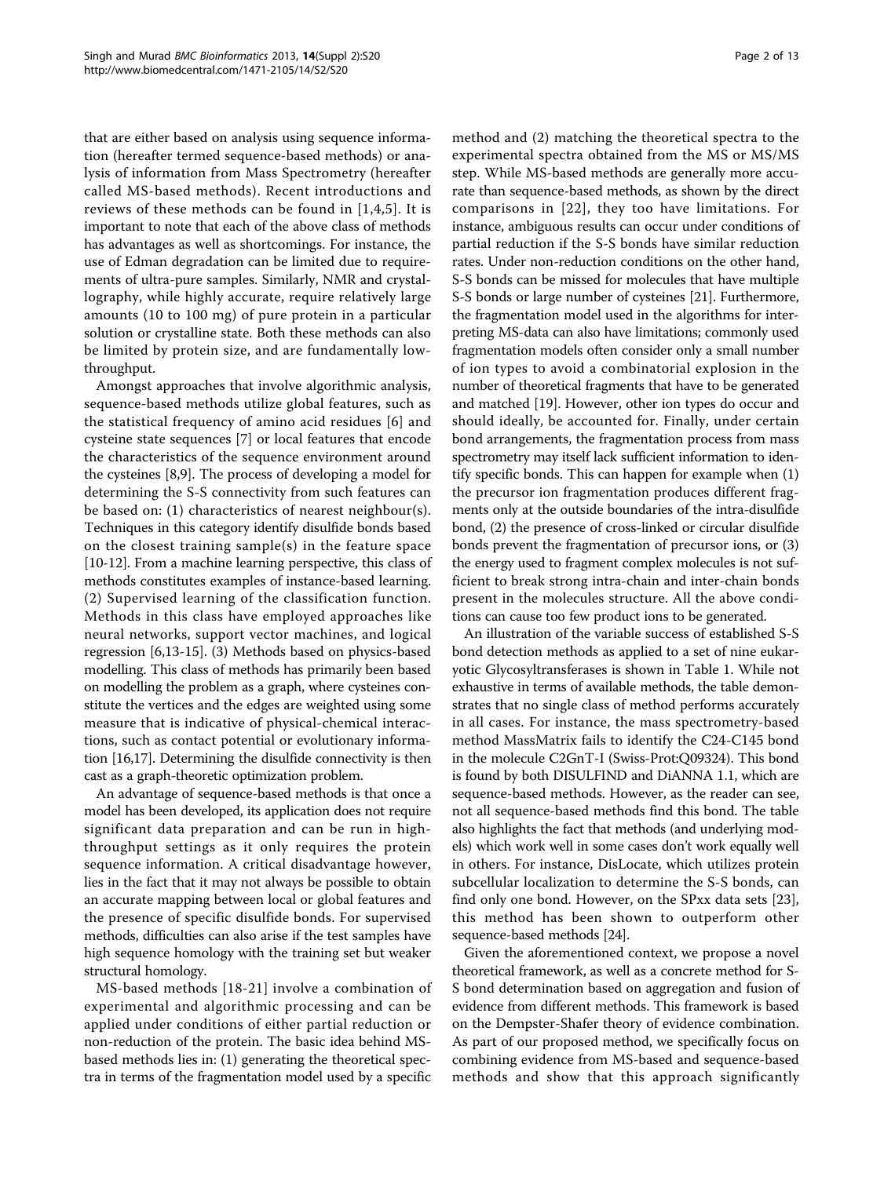that are either based on analysis using sequence information (hereafter termed sequence-based methods) or analysis of information from Mass Spectrometry (hereafter called MS-based methods). Recent introductions and reviews of these methods can be found in [1,4,5]. It is important to note that each of the above class of methods has advantages as well as shortcomings. For instance, the use of Edman degradation can be limited due to requirements of ultra-pure samples. Similarly, NMR and crystallography, while highly accurate, require relatively large amounts (10 to 100 mg) of pure protein in a particular solution or crystalline state. Both these methods can also be limited by protein size, and are fundamentally low-throughput.

Amongst approaches that involve algorithmic analysis, sequence-based methods utilize global features, such as the statistical frequency of amino acid residues [6] and cysteine state sequences [7] or local features that encode the characteristics of the sequence environment around the cysteines [8,9]. The process of developing a model for determining the S-S connectivity from such features can be based on: (1) characteristics of nearest neighbour(s). Techniques in this category identify disulfide bonds based on the closest training sample(s) in the feature space [10-12]. From a machine learning perspective, this class of methods constitutes examples of instance-based learning. (2) Supervised learning of the classification function. Methods in this class have employed approaches like neural networks, support vector machines, and logical regression [6,13-15]. (3) Methods based on physics-based modelling. This class of methods has primarily been based on modelling the problem as a graph, where cysteines constitute the vertices and the edges are weighted using some measure that is indicative of physical-chemical interactions, such as contact potential or evolutionary information [16,17]. Determining the disulfide connectivity is then cast as a graph-theoretic optimization problem.

An advantage of sequence-based methods is that once a model has been developed, its application does not require significant data preparation and can be run in high-throughput settings as it only requires the protein sequence information. A critical disadvantage however, lies in the fact that it may not always be possible to obtain an accurate mapping between local or global features and the presence of specific disulfide bonds. For supervised methods, difficulties can also arise if the test samples have high sequence homology with the training set but weaker structural homology.

MS-based methods [18-21] involve a combination of experimental and algorithmic processing and can be applied under conditions of either partial reduction or non-reduction of the protein. The basic idea behind MS-based methods lies in: (1) generating the theoretical spectra in terms of the fragmentation model used by a specific method and (2) matching the theoretical spectra to the experimental spectra obtained from the MS or MS/MS step. While MS-based methods are generally more accurate than sequence-based methods, as shown by the direct comparisons in [22], they too have limitations. For instance, ambiguous results can occur under conditions of partial reduction if the S-S bonds have similar reduction rates. Under non-reduction conditions on the other hand, S-S bonds can be missed for molecules that have multiple S-S bonds or large number of cysteines [21]. Furthermore, the fragmentation model used in the algorithms for interpreting MS-data can also have limitations; commonly used fragmentation models often consider only a small number of ion types to avoid a combinatorial explosion in the number of theoretical fragments that have to be generated and matched [19]. However, other ion types do occur and should ideally, be accounted for. Finally, under certain bond arrangements, the fragmentation process from mass spectrometry may itself lack sufficient information to identify specific bonds. This can happen for example when (1) the precursor ion fragmentation produces different fragments only at the outside boundaries of the intra-disulfide bond, (2) the presence of cross-linked or circular disulfide bonds prevent the fragmentation of precursor ions, or (3) the energy used to fragment complex molecules is not sufficient to break strong intra-chain and inter-chain bonds present in the molecules structure. All the above conditions can cause too few product ions to be generated.

An illustration of the variable success of established S-S bond detection methods as applied to a set of nine eukaryotic Glycosyltransferases is shown in Table 1. While not exhaustive in terms of available methods, the table demonstrates that no single class of method performs accurately in all cases. For instance, the mass spectrometry-based method MassMatrix fails to identify the C24-C145 bond in the molecule C2GnT-I (Swiss-Prot:Q09324). This bond is found by both DISULFIND and DiANNA 1.1, which are sequence-based methods. However, as the reader can see, not all sequence-based methods find this bond. The table also highlights the fact that methods (and underlying models) which work well in some cases don't work equally well in others. For instance, DisLocate, which utilizes protein subcellular localization to determine the S-S bonds, can find only one bond. However, on the SPxx data sets [23], this method has been shown to outperform other sequence-based methods [24].

Given the aforementioned context, we propose a novel theoretical framework, as well as a concrete method for S-S bond determination based on aggregation and fusion of evidence from different methods. This framework is based on the Dempster-Shafer theory of evidence combination. As part of our proposed method, we specifically focus on combining evidence from MS-based and sequence-based methods and show that this approach significantly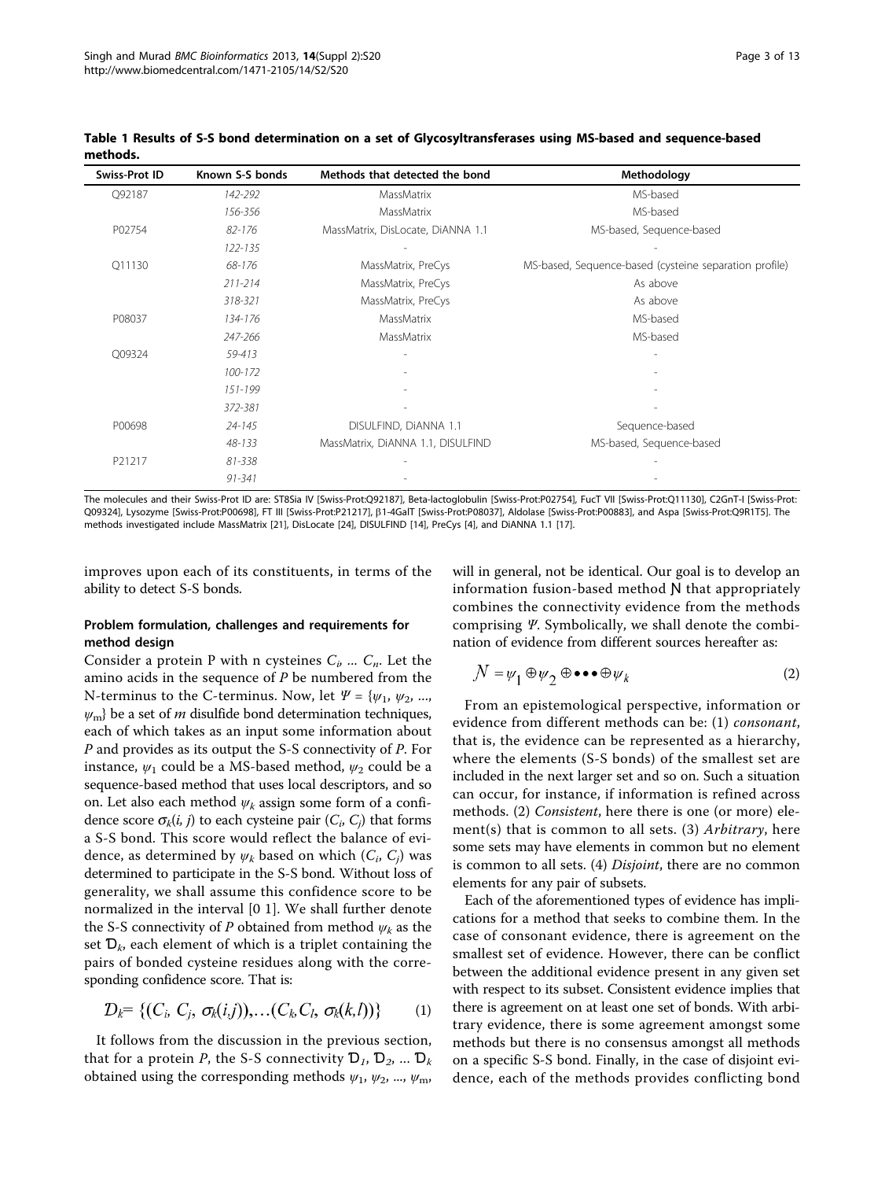**Table 1 Results of S-S bond determination on a set of Glycosyltransferases using MS-based and sequence-based methods.**

| Swiss-Prot ID | Known S-S bonds | Methods that detected the bond | Methodology |
|---|---|---|---|
| Q92187 | *142-292* | MassMatrix | MS-based |
| | *156-356* | MassMatrix | MS-based |
| P02754 | *82-176* | MassMatrix, DisLocate, DiANNA 1.1 | MS-based, Sequence-based |
| | *122-135* | - | - |
| Q11130 | *68-176* | MassMatrix, PreCys | MS-based, Sequence-based (cysteine separation profile) |
| | *211-214* | MassMatrix, PreCys | As above |
| | *318-321* | MassMatrix, PreCys | As above |
| P08037 | *134-176* | MassMatrix | MS-based |
| | *247-266* | MassMatrix | MS-based |
| Q09324 | *59-413* | - | - |
| | *100-172* | - | - |
| | *151-199* | - | - |
| | *372-381* | - | - |
| P00698 | *24-145* | DISULFIND, DiANNA 1.1 | Sequence-based |
| | *48-133* | MassMatrix, DiANNA 1.1, DISULFIND | MS-based, Sequence-based |
| P21217 | *81-338* | - | - |
| | *91-341* | - | - |

The molecules and their Swiss-Prot ID are: ST8Sia IV [Swiss-Prot:Q92187], Beta-lactoglobulin [Swiss-Prot:P02754], FucT VII [Swiss-Prot:Q11130], C2GnT-I [Swiss-Prot:Q09324], Lysozyme [Swiss-Prot:P00698], FT III [Swiss-Prot:P21217], β1-4GalT [Swiss-Prot:P08037], Aldolase [Swiss-Prot:P00883], and Aspa [Swiss-Prot:Q9R1T5]. The methods investigated include MassMatrix [21], DisLocate [24], DISULFIND [14], PreCys [4], and DiANNA 1.1 [17].

improves upon each of its constituents, in terms of the ability to detect S-S bonds.

### Problem formulation, challenges and requirements for method design

Consider a protein P with n cysteines $C_i$, ... $C_n$. Let the amino acids in the sequence of $P$ be numbered from the N-terminus to the C-terminus. Now, let $\Psi = \{\psi_1, \psi_2, ..., \psi_m\}$ be a set of $m$ disulfide bond determination techniques, each of which takes as an input some information about $P$ and provides as its output the S-S connectivity of $P$. For instance, $\psi_1$ could be a MS-based method, $\psi_2$ could be a sequence-based method that uses local descriptors, and so on. Let also each method $\psi_k$ assign some form of a confidence score $\sigma_k(i, j)$ to each cysteine pair $(C_i, C_j)$ that forms a S-S bond. This score would reflect the balance of evidence, as determined by $\psi_k$ based on which $(C_i, C_j)$ was determined to participate in the S-S bond. Without loss of generality, we shall assume this confidence score to be normalized in the interval [0 1]. We shall further denote the S-S connectivity of $P$ obtained from method $\psi_k$ as the set $\mathcal{D}_k$, each element of which is a triplet containing the pairs of bonded cysteine residues along with the corresponding confidence score. That is:

$$\mathcal{D}_k = \{(C_i, C_j, \sigma_k(i,j)), \ldots (C_k, C_l, \sigma_k(k,l))\} \qquad (1)$$

It follows from the discussion in the previous section, that for a protein $P$, the S-S connectivity $\mathcal{D}_1$, $\mathcal{D}_2$, ... $\mathcal{D}_k$ obtained using the corresponding methods $\psi_1, \psi_2, ..., \psi_m$, will in general, not be identical. Our goal is to develop an information fusion-based method $\mathcal{N}$ that appropriately combines the connectivity evidence from the methods comprising $\Psi$. Symbolically, we shall denote the combination of evidence from different sources hereafter as:

$$\mathcal{N} = \psi_1 \oplus \psi_2 \oplus \bullet\bullet\bullet \oplus \psi_k \qquad (2)$$

From an epistemological perspective, information or evidence from different methods can be: (1) *consonant*, that is, the evidence can be represented as a hierarchy, where the elements (S-S bonds) of the smallest set are included in the next larger set and so on. Such a situation can occur, for instance, if information is refined across methods. (2) *Consistent*, here there is one (or more) element(s) that is common to all sets. (3) *Arbitrary*, here some sets may have elements in common but no element is common to all sets. (4) *Disjoint*, there are no common elements for any pair of subsets.

Each of the aforementioned types of evidence has implications for a method that seeks to combine them. In the case of consonant evidence, there is agreement on the smallest set of evidence. However, there can be conflict between the additional evidence present in any given set with respect to its subset. Consistent evidence implies that there is agreement on at least one set of bonds. With arbitrary evidence, there is some agreement amongst some methods but there is no consensus amongst all methods on a specific S-S bond. Finally, in the case of disjoint evidence, each of the methods provides conflicting bond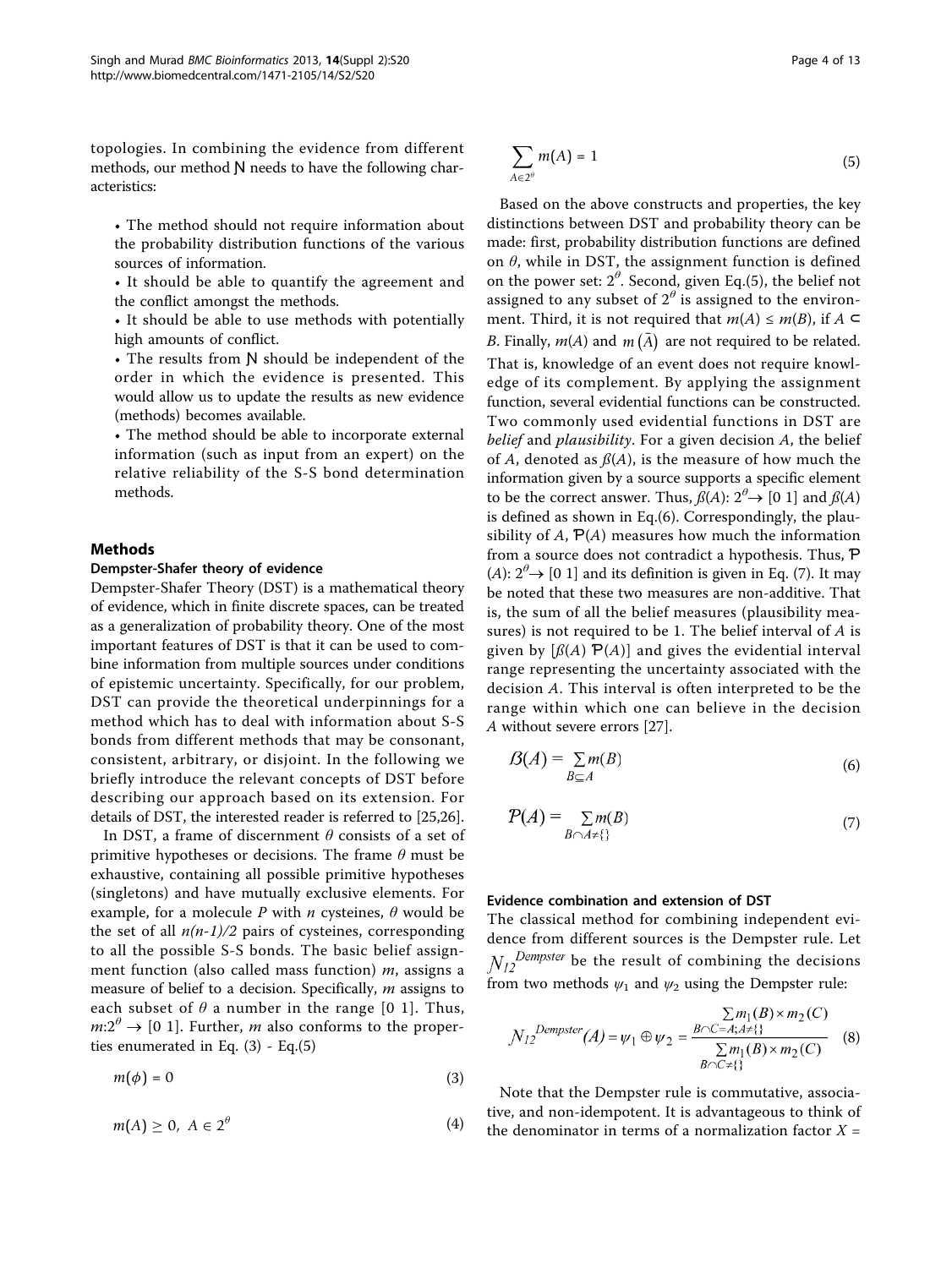topologies. In combining the evidence from different methods, our method ℕ needs to have the following characteristics:

- The method should not require information about the probability distribution functions of the various sources of information.
- It should be able to quantify the agreement and the conflict amongst the methods.
- It should be able to use methods with potentially high amounts of conflict.
- The results from ℕ should be independent of the order in which the evidence is presented. This would allow us to update the results as new evidence (methods) becomes available.
- The method should be able to incorporate external information (such as input from an expert) on the relative reliability of the S-S bond determination methods.

## Methods

### Dempster-Shafer theory of evidence

Dempster-Shafer Theory (DST) is a mathematical theory of evidence, which in finite discrete spaces, can be treated as a generalization of probability theory. One of the most important features of DST is that it can be used to combine information from multiple sources under conditions of epistemic uncertainty. Specifically, for our problem, DST can provide the theoretical underpinnings for a method which has to deal with information about S-S bonds from different methods that may be consonant, consistent, arbitrary, or disjoint. In the following we briefly introduce the relevant concepts of DST before describing our approach based on its extension. For details of DST, the interested reader is referred to [25,26].

In DST, a frame of discernment $\theta$ consists of a set of primitive hypotheses or decisions. The frame $\theta$ must be exhaustive, containing all possible primitive hypotheses (singletons) and have mutually exclusive elements. For example, for a molecule $P$ with $n$ cysteines, $\theta$ would be the set of all $n(n-1)/2$ pairs of cysteines, corresponding to all the possible S-S bonds. The basic belief assignment function (also called mass function) $m$, assigns a measure of belief to a decision. Specifically, $m$ assigns to each subset of $\theta$ a number in the range [0 1]. Thus, $m:2^{\theta} \rightarrow [0\ 1]$. Further, $m$ also conforms to the properties enumerated in Eq. (3) - Eq.(5)

$$m(\phi) = 0 \tag{3}$$

$$m(A) \geq 0,\ A \in 2^{\theta} \tag{4}$$

$$\sum_{A \in 2^{\theta}} m(A) = 1 \tag{5}$$

Based on the above constructs and properties, the key distinctions between DST and probability theory can be made: first, probability distribution functions are defined on $\theta$, while in DST, the assignment function is defined on the power set: $2^{\theta}$. Second, given Eq.(5), the belief not assigned to any subset of $2^{\theta}$ is assigned to the environment. Third, it is not required that $m(A) \leq m(B)$, if $A \subset B$. Finally, $m(A)$ and $m(\bar{A})$ are not required to be related. That is, knowledge of an event does not require knowledge of its complement. By applying the assignment function, several evidential functions can be constructed. Two commonly used evidential functions in DST are *belief* and *plausibility*. For a given decision $A$, the belief of $A$, denoted as $\beta(A)$, is the measure of how much the information given by a source supports a specific element to be the correct answer. Thus, $\beta(A)$: $2^{\theta} \rightarrow [0\ 1]$ and $\beta(A)$ is defined as shown in Eq.(6). Correspondingly, the plausibility of $A$, $\mathcal{P}(A)$ measures how much the information from a source does not contradict a hypothesis. Thus, $\mathcal{P}(A)$: $2^{\theta} \rightarrow [0\ 1]$ and its definition is given in Eq. (7). It may be noted that these two measures are non-additive. That is, the sum of all the belief measures (plausibility measures) is not required to be 1. The belief interval of $A$ is given by $[\beta(A)\ \mathcal{P}(A)]$ and gives the evidential interval range representing the uncertainty associated with the decision $A$. This interval is often interpreted to be the range within which one can believe in the decision $A$ without severe errors [27].

$$\beta(A) = \sum_{B \subseteq A} m(B) \tag{6}$$

$$\mathcal{P}(A) = \sum_{B \cap A \neq \{\}} m(B) \tag{7}$$

### Evidence combination and extension of DST

The classical method for combining independent evidence from different sources is the Dempster rule. Let $\mathcal{N}_{12}^{Dempster}$ be the result of combining the decisions from two methods $\psi_1$ and $\psi_2$ using the Dempster rule:

$$\mathcal{N}_{12}^{Dempster}(A) = \psi_1 \oplus \psi_2 = \frac{\sum_{B \cap C = A; A \neq \{\}} m_1(B) \times m_2(C)}{\sum_{B \cap C \neq \{\}} m_1(B) \times m_2(C)} \tag{8}$$

Note that the Dempster rule is commutative, associative, and non-idempotent. It is advantageous to think of the denominator in terms of a normalization factor $X =$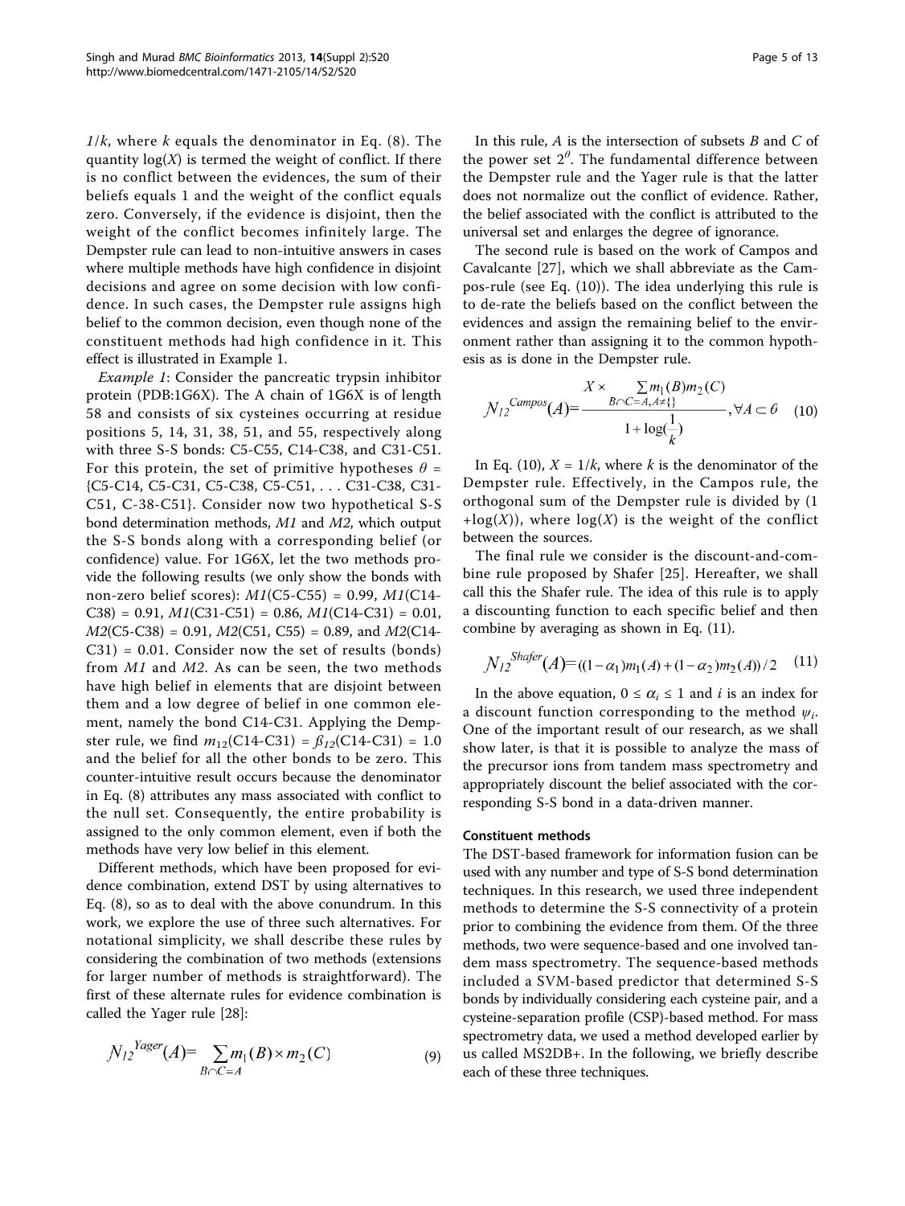$1/k$, where $k$ equals the denominator in Eq. (8). The quantity $\log(X)$ is termed the weight of conflict. If there is no conflict between the evidences, the sum of their beliefs equals 1 and the weight of the conflict equals zero. Conversely, if the evidence is disjoint, then the weight of the conflict becomes infinitely large. The Dempster rule can lead to non-intuitive answers in cases where multiple methods have high confidence in disjoint decisions and agree on some decision with low confidence. In such cases, the Dempster rule assigns high belief to the common decision, even though none of the constituent methods had high confidence in it. This effect is illustrated in Example 1.

*Example 1*: Consider the pancreatic trypsin inhibitor protein (PDB:1G6X). The A chain of 1G6X is of length 58 and consists of six cysteines occurring at residue positions 5, 14, 31, 38, 51, and 55, respectively along with three S-S bonds: C5-C55, C14-C38, and C31-C51. For this protein, the set of primitive hypotheses $\theta$ = {C5-C14, C5-C31, C5-C38, C5-C51, . . . C31-C38, C31-C51, C-38-C51}. Consider now two hypothetical S-S bond determination methods, *M1* and *M2*, which output the S-S bonds along with a corresponding belief (or confidence) value. For 1G6X, let the two methods provide the following results (we only show the bonds with non-zero belief scores): *M1*(C5-C55) = 0.99, *M1*(C14-C38) = 0.91, *M1*(C31-C51) = 0.86, *M1*(C14-C31) = 0.01, *M2*(C5-C38) = 0.91, *M2*(C51, C55) = 0.89, and *M2*(C14-C31) = 0.01. Consider now the set of results (bonds) from *M1* and *M2*. As can be seen, the two methods have high belief in elements that are disjoint between them and a low degree of belief in one common element, namely the bond C14-C31. Applying the Dempster rule, we find $m_{12}$(C14-C31) = $\beta_{12}$(C14-C31) = 1.0 and the belief for all the other bonds to be zero. This counter-intuitive result occurs because the denominator in Eq. (8) attributes any mass associated with conflict to the null set. Consequently, the entire probability is assigned to the only common element, even if both the methods have very low belief in this element.

Different methods, which have been proposed for evidence combination, extend DST by using alternatives to Eq. (8), so as to deal with the above conundrum. In this work, we explore the use of three such alternatives. For notational simplicity, we shall describe these rules by considering the combination of two methods (extensions for larger number of methods is straightforward). The first of these alternate rules for evidence combination is called the Yager rule [28]:

$$\mathcal{N}_{12}^{Yager}(A) = \sum_{B \cap C = A} m_1(B) \times m_2(C) \tag{9}$$

In this rule, $A$ is the intersection of subsets $B$ and $C$ of the power set $2^{\theta}$. The fundamental difference between the Dempster rule and the Yager rule is that the latter does not normalize out the conflict of evidence. Rather, the belief associated with the conflict is attributed to the universal set and enlarges the degree of ignorance.

The second rule is based on the work of Campos and Cavalcante [27], which we shall abbreviate as the Campos-rule (see Eq. (10)). The idea underlying this rule is to de-rate the beliefs based on the conflict between the evidences and assign the remaining belief to the environment rather than assigning it to the common hypothesis as is done in the Dempster rule.

$$\mathcal{N}_{12}^{Campos}(A) = \frac{X \times \sum_{B \cap C = A, A \neq \{\}} m_1(B) m_2(C)}{1 + \log(\frac{1}{k})}, \forall A \subset \theta \tag{10}$$

In Eq. (10), $X = 1/k$, where $k$ is the denominator of the Dempster rule. Effectively, in the Campos rule, the orthogonal sum of the Dempster rule is divided by $(1 + \log(X))$, where $\log(X)$ is the weight of the conflict between the sources.

The final rule we consider is the discount-and-combine rule proposed by Shafer [25]. Hereafter, we shall call this the Shafer rule. The idea of this rule is to apply a discounting function to each specific belief and then combine by averaging as shown in Eq. (11).

$$\mathcal{N}_{12}^{Shafer}(A) = ((1-\alpha_1)m_1(A) + (1-\alpha_2)m_2(A))/2 \tag{11}$$

In the above equation, $0 \leq \alpha_i \leq 1$ and $i$ is an index for a discount function corresponding to the method $\psi_i$. One of the important result of our research, as we shall show later, is that it is possible to analyze the mass of the precursor ions from tandem mass spectrometry and appropriately discount the belief associated with the corresponding S-S bond in a data-driven manner.

#### Constituent methods

The DST-based framework for information fusion can be used with any number and type of S-S bond determination techniques. In this research, we used three independent methods to determine the S-S connectivity of a protein prior to combining the evidence from them. Of the three methods, two were sequence-based and one involved tandem mass spectrometry. The sequence-based methods included a SVM-based predictor that determined S-S bonds by individually considering each cysteine pair, and a cysteine-separation profile (CSP)-based method. For mass spectrometry data, we used a method developed earlier by us called MS2DB+. In the following, we briefly describe each of these three techniques.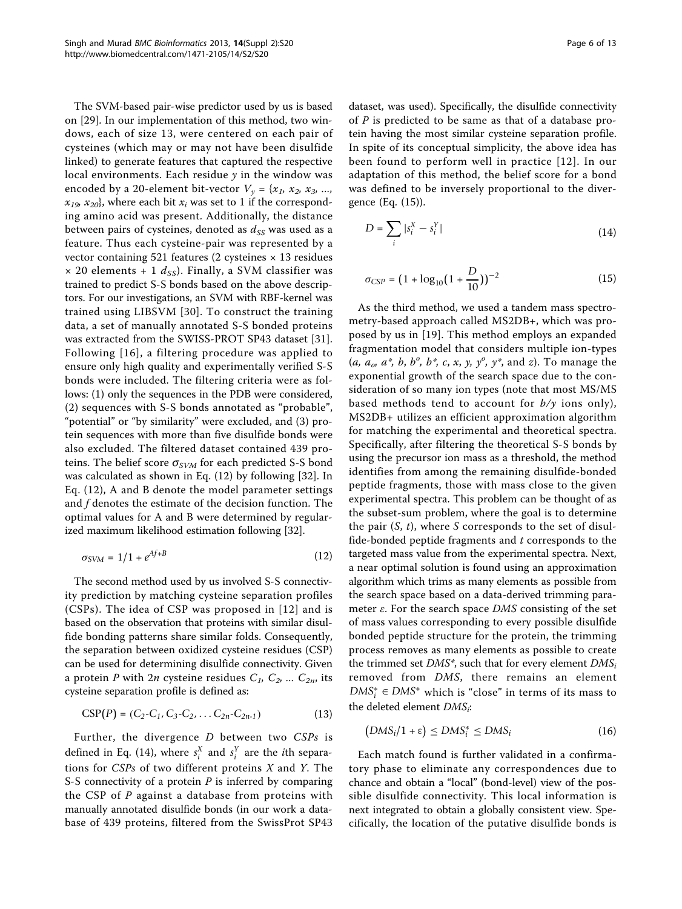The SVM-based pair-wise predictor used by us is based on [29]. In our implementation of this method, two windows, each of size 13, were centered on each pair of cysteines (which may or may not have been disulfide linked) to generate features that captured the respective local environments. Each residue $y$ in the window was encoded by a 20-element bit-vector $V_y = \{x_1, x_2, x_3, ..., x_{19}, x_{20}\}$, where each bit $x_i$ was set to 1 if the corresponding amino acid was present. Additionally, the distance between pairs of cysteines, denoted as $d_{SS}$ was used as a feature. Thus each cysteine-pair was represented by a vector containing 521 features (2 cysteines × 13 residues × 20 elements + 1 $d_{SS}$). Finally, a SVM classifier was trained to predict S-S bonds based on the above descriptors. For our investigations, an SVM with RBF-kernel was trained using LIBSVM [30]. To construct the training data, a set of manually annotated S-S bonded proteins was extracted from the SWISS-PROT SP43 dataset [31]. Following [16], a filtering procedure was applied to ensure only high quality and experimentally verified S-S bonds were included. The filtering criteria were as follows: (1) only the sequences in the PDB were considered, (2) sequences with S-S bonds annotated as "probable", "potential" or "by similarity" were excluded, and (3) protein sequences with more than five disulfide bonds were also excluded. The filtered dataset contained 439 proteins. The belief score $\sigma_{SVM}$ for each predicted S-S bond was calculated as shown in Eq. (12) by following [32]. In Eq. (12), A and B denote the model parameter settings and $f$ denotes the estimate of the decision function. The optimal values for A and B were determined by regularized maximum likelihood estimation following [32].

$$\sigma_{SVM} = 1/1 + e^{Af+B} \tag{12}$$

The second method used by us involved S-S connectivity prediction by matching cysteine separation profiles (CSPs). The idea of CSP was proposed in [12] and is based on the observation that proteins with similar disulfide bonding patterns share similar folds. Consequently, the separation between oxidized cysteine residues (CSP) can be used for determining disulfide connectivity. Given a protein $P$ with $2n$ cysteine residues $C_1, C_2, ... C_{2n}$, its cysteine separation profile is defined as:

$$\text{CSP}(P) = (C_2\text{-}C_1, C_3\text{-}C_2, \ldots C_{2n}\text{-}C_{2n-1}) \tag{13}$$

Further, the divergence $D$ between two $CSPs$ is defined in Eq. (14), where $s_i^X$ and $s_i^Y$ are the $i$th separations for $CSPs$ of two different proteins $X$ and $Y$. The S-S connectivity of a protein $P$ is inferred by comparing the CSP of $P$ against a database from proteins with manually annotated disulfide bonds (in our work a database of 439 proteins, filtered from the SwissProt SP43 dataset, was used). Specifically, the disulfide connectivity of $P$ is predicted to be same as that of a database protein having the most similar cysteine separation profile. In spite of its conceptual simplicity, the above idea has been found to perform well in practice [12]. In our adaptation of this method, the belief score for a bond was defined to be inversely proportional to the divergence (Eq. (15)).

$$D = \sum_i |s_i^X - s_i^Y| \tag{14}$$

$$\sigma_{CSP} = (1 + \log_{10}(1 + \frac{D}{10}))^{-2} \tag{15}$$

As the third method, we used a tandem mass spectrometry-based approach called MS2DB+, which was proposed by us in [19]. This method employs an expanded fragmentation model that considers multiple ion-types ($a$, $a_o$, $a^*$, $b$, $b^o$, $b^*$, $c$, $x$, $y$, $y^o$, $y^*$, and $z$). To manage the exponential growth of the search space due to the consideration of so many ion types (note that most MS/MS based methods tend to account for $b/y$ ions only), MS2DB+ utilizes an efficient approximation algorithm for matching the experimental and theoretical spectra. Specifically, after filtering the theoretical S-S bonds by using the precursor ion mass as a threshold, the method identifies from among the remaining disulfide-bonded peptide fragments, those with mass close to the given experimental spectra. This problem can be thought of as the subset-sum problem, where the goal is to determine the pair ($S$, $t$), where $S$ corresponds to the set of disulfide-bonded peptide fragments and $t$ corresponds to the targeted mass value from the experimental spectra. Next, a near optimal solution is found using an approximation algorithm which trims as many elements as possible from the search space based on a data-derived trimming parameter $\varepsilon$. For the search space $DMS$ consisting of the set of mass values corresponding to every possible disulfide bonded peptide structure for the protein, the trimming process removes as many elements as possible to create the trimmed set $DMS^*$, such that for every element $DMS_i$ removed from $DMS$, there remains an element $DMS_i^* \in DMS^*$ which is "close" in terms of its mass to the deleted element $DMS_i$:

$$\left(DMS_i/1 + \varepsilon\right) \leq DMS_i^* \leq DMS_i \tag{16}$$

Each match found is further validated in a confirmatory phase to eliminate any correspondences due to chance and obtain a "local" (bond-level) view of the possible disulfide connectivity. This local information is next integrated to obtain a globally consistent view. Specifically, the location of the putative disulfide bonds is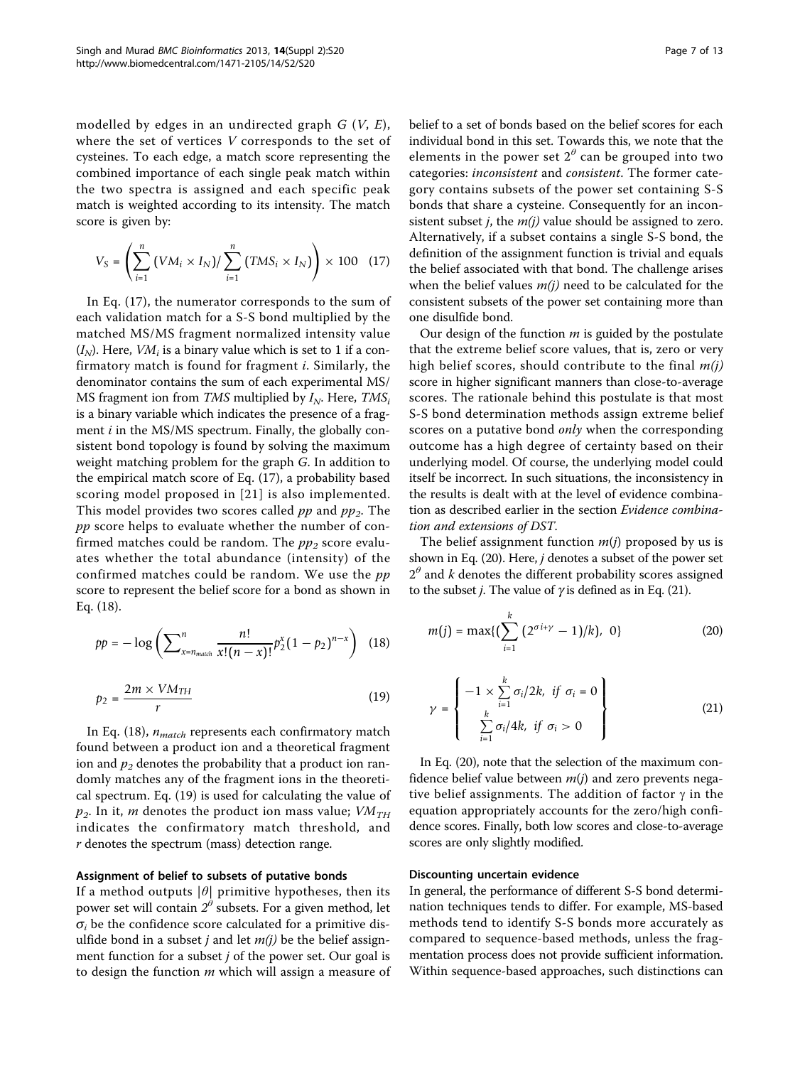modelled by edges in an undirected graph $G$ ($V$, $E$), where the set of vertices $V$ corresponds to the set of cysteines. To each edge, a match score representing the combined importance of each single peak match within the two spectra is assigned and each specific peak match is weighted according to its intensity. The match score is given by:

$$V_S = \left( \sum_{i=1}^{n} (VM_i \times I_N) / \sum_{i=1}^{n} (TMS_i \times I_N) \right) \times 100 \quad (17)$$

In Eq. (17), the numerator corresponds to the sum of each validation match for a S-S bond multiplied by the matched MS/MS fragment normalized intensity value ($I_N$). Here, $VM_i$ is a binary value which is set to 1 if a confirmatory match is found for fragment $i$. Similarly, the denominator contains the sum of each experimental MS/MS fragment ion from $TMS$ multiplied by $I_N$. Here, $TMS_i$ is a binary variable which indicates the presence of a fragment $i$ in the MS/MS spectrum. Finally, the globally consistent bond topology is found by solving the maximum weight matching problem for the graph $G$. In addition to the empirical match score of Eq. (17), a probability based scoring model proposed in [21] is also implemented. This model provides two scores called $pp$ and $pp_2$. The $pp$ score helps to evaluate whether the number of confirmed matches could be random. The $pp_2$ score evaluates whether the total abundance (intensity) of the confirmed matches could be random. We use the $pp$ score to represent the belief score for a bond as shown in Eq. (18).

$$pp = -\log \left( \sum_{x=n_{match}}^{n} \frac{n!}{x!(n-x)!} p_2^x (1-p_2)^{n-x} \right) \quad (18)$$

$$p_2 = \frac{2m \times VM_{TH}}{r} \quad (19)$$

In Eq. (18), $n_{match}$ represents each confirmatory match found between a product ion and a theoretical fragment ion and $p_2$ denotes the probability that a product ion randomly matches any of the fragment ions in the theoretical spectrum. Eq. (19) is used for calculating the value of $p_2$. In it, $m$ denotes the product ion mass value; $VM_{TH}$ indicates the confirmatory match threshold, and $r$ denotes the spectrum (mass) detection range.

#### Assignment of belief to subsets of putative bonds

If a method outputs $|\theta|$ primitive hypotheses, then its power set will contain $2^\theta$ subsets. For a given method, let $\sigma_i$ be the confidence score calculated for a primitive disulfide bond in a subset $j$ and let $m(j)$ be the belief assignment function for a subset $j$ of the power set. Our goal is to design the function $m$ which will assign a measure of belief to a set of bonds based on the belief scores for each individual bond in this set. Towards this, we note that the elements in the power set $2^\theta$ can be grouped into two categories: *inconsistent* and *consistent*. The former category contains subsets of the power set containing S-S bonds that share a cysteine. Consequently for an inconsistent subset $j$, the $m(j)$ value should be assigned to zero. Alternatively, if a subset contains a single S-S bond, the definition of the assignment function is trivial and equals the belief associated with that bond. The challenge arises when the belief values $m(j)$ need to be calculated for the consistent subsets of the power set containing more than one disulfide bond.

Our design of the function $m$ is guided by the postulate that the extreme belief score values, that is, zero or very high belief scores, should contribute to the final $m(j)$ score in higher significant manners than close-to-average scores. The rationale behind this postulate is that most S-S bond determination methods assign extreme belief scores on a putative bond *only* when the corresponding outcome has a high degree of certainty based on their underlying model. Of course, the underlying model could itself be incorrect. In such situations, the inconsistency in the results is dealt with at the level of evidence combination as described earlier in the section *Evidence combination and extensions of DST*.

The belief assignment function $m(j)$ proposed by us is shown in Eq. (20). Here, $j$ denotes a subset of the power set $2^\theta$ and $k$ denotes the different probability scores assigned to the subset $j$. The value of $\gamma$ is defined as in Eq. (21).

$$m(j) = \max\{ \left( \sum_{i=1}^{k} (2^{\sigma i + \gamma} - 1)/k \right), \ 0 \} \quad (20)$$

$$\gamma = \left\{ \begin{array}{ll} -1 \times \sum_{i=1}^{k} \sigma_i / 2k, & if \ \sigma_i = 0 \\ \sum_{i=1}^{k} \sigma_i / 4k, & if \ \sigma_i > 0 \end{array} \right\} \quad (21)$$

In Eq. (20), note that the selection of the maximum confidence belief value between $m(j)$ and zero prevents negative belief assignments. The addition of factor $\gamma$ in the equation appropriately accounts for the zero/high confidence scores. Finally, both low scores and close-to-average scores are only slightly modified.

#### Discounting uncertain evidence

In general, the performance of different S-S bond determination techniques tends to differ. For example, MS-based methods tend to identify S-S bonds more accurately as compared to sequence-based methods, unless the fragmentation process does not provide sufficient information. Within sequence-based approaches, such distinctions can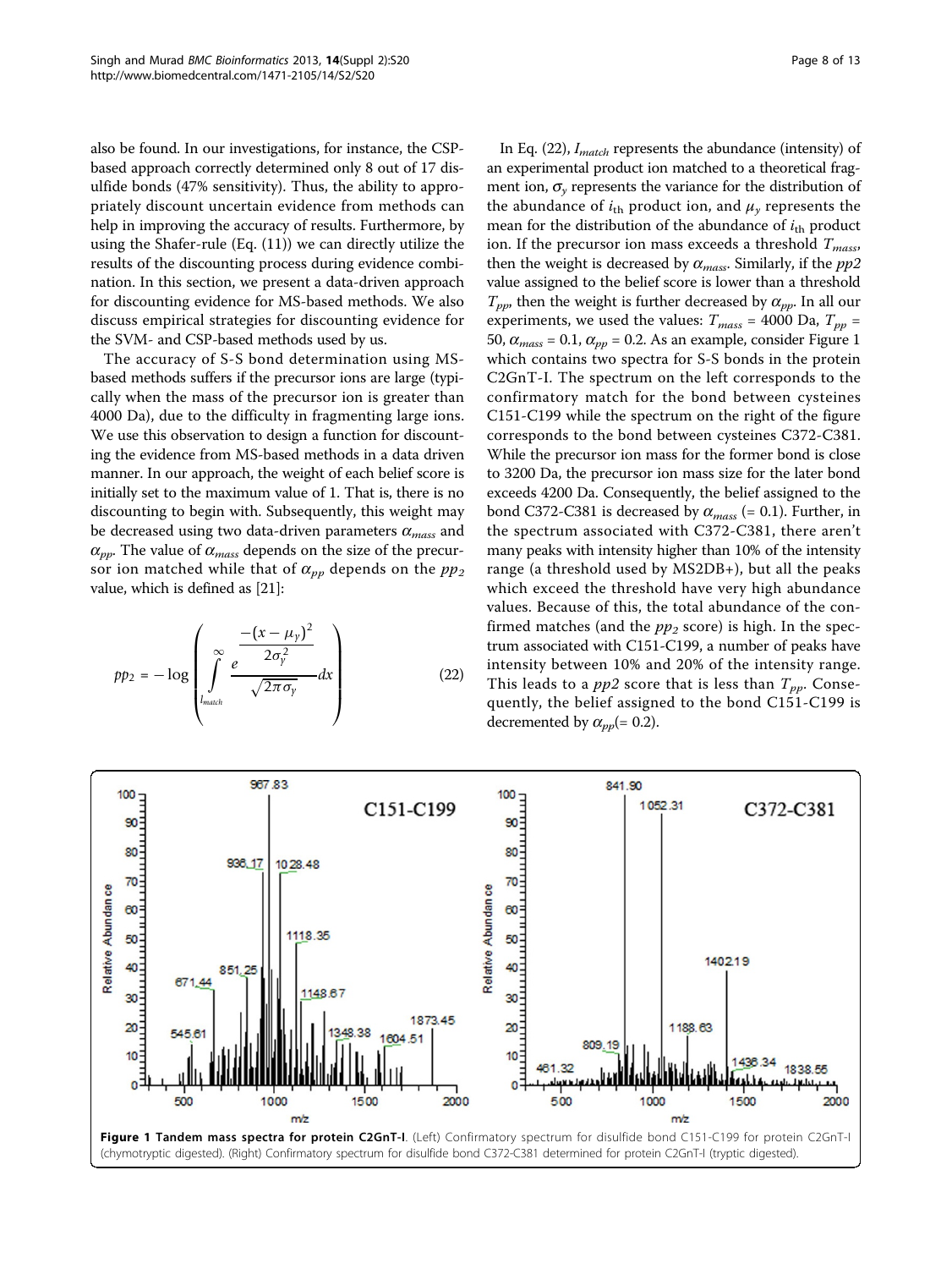also be found. In our investigations, for instance, the CSP-based approach correctly determined only 8 out of 17 disulfide bonds (47% sensitivity). Thus, the ability to appropriately discount uncertain evidence from methods can help in improving the accuracy of results. Furthermore, by using the Shafer-rule (Eq. (11)) we can directly utilize the results of the discounting process during evidence combination. In this section, we present a data-driven approach for discounting evidence for MS-based methods. We also discuss empirical strategies for discounting evidence for the SVM- and CSP-based methods used by us.

The accuracy of S-S bond determination using MS-based methods suffers if the precursor ions are large (typically when the mass of the precursor ion is greater than 4000 Da), due to the difficulty in fragmenting large ions. We use this observation to design a function for discounting the evidence from MS-based methods in a data driven manner. In our approach, the weight of each belief score is initially set to the maximum value of 1. That is, there is no discounting to begin with. Subsequently, this weight may be decreased using two data-driven parameters $\alpha_{mass}$ and $\alpha_{pp}$. The value of $\alpha_{mass}$ depends on the size of the precursor ion matched while that of $\alpha_{pp}$ depends on the $pp_2$ value, which is defined as [21]:

$$pp_2 = -\log\left(\int_{I_{match}}^{\infty} \frac{e^{\frac{-(x-\mu_y)^2}{2\sigma_y^2}}}{\sqrt{2\pi}\sigma_y} dx\right) \tag{22}$$

In Eq. (22), $I_{match}$ represents the abundance (intensity) of an experimental product ion matched to a theoretical fragment ion, $\sigma_y$ represents the variance for the distribution of the abundance of $i_{\text{th}}$ product ion, and $\mu_y$ represents the mean for the distribution of the abundance of $i_{\text{th}}$ product ion. If the precursor ion mass exceeds a threshold $T_{mass}$, then the weight is decreased by $\alpha_{mass}$. Similarly, if the *pp2* value assigned to the belief score is lower than a threshold $T_{pp}$, then the weight is further decreased by $\alpha_{pp}$. In all our experiments, we used the values: $T_{mass}$ = 4000 Da, $T_{pp}$ = 50, $\alpha_{mass}$ = 0.1, $\alpha_{pp}$ = 0.2. As an example, consider Figure 1 which contains two spectra for S-S bonds in the protein C2GnT-I. The spectrum on the left corresponds to the confirmatory match for the bond between cysteines C151-C199 while the spectrum on the right of the figure corresponds to the bond between cysteines C372-C381. While the precursor ion mass for the former bond is close to 3200 Da, the precursor ion mass size for the later bond exceeds 4200 Da. Consequently, the belief assigned to the bond C372-C381 is decreased by $\alpha_{mass}$ (= 0.1). Further, in the spectrum associated with C372-C381, there aren't many peaks with intensity higher than 10% of the intensity range (a threshold used by MS2DB+), but all the peaks which exceed the threshold have very high abundance values. Because of this, the total abundance of the confirmed matches (and the $pp_2$ score) is high. In the spectrum associated with C151-C199, a number of peaks have intensity between 10% and 20% of the intensity range. This leads to a *pp2* score that is less than $T_{pp}$. Consequently, the belief assigned to the bond C151-C199 is decremented by $\alpha_{pp}$(= 0.2).

**Figure 1 Tandem mass spectra for protein C2GnT-I**. (Left) Confirmatory spectrum for disulfide bond C151-C199 for protein C2GnT-I (chymotryptic digested). (Right) Confirmatory spectrum for disulfide bond C372-C381 determined for protein C2GnT-I (tryptic digested).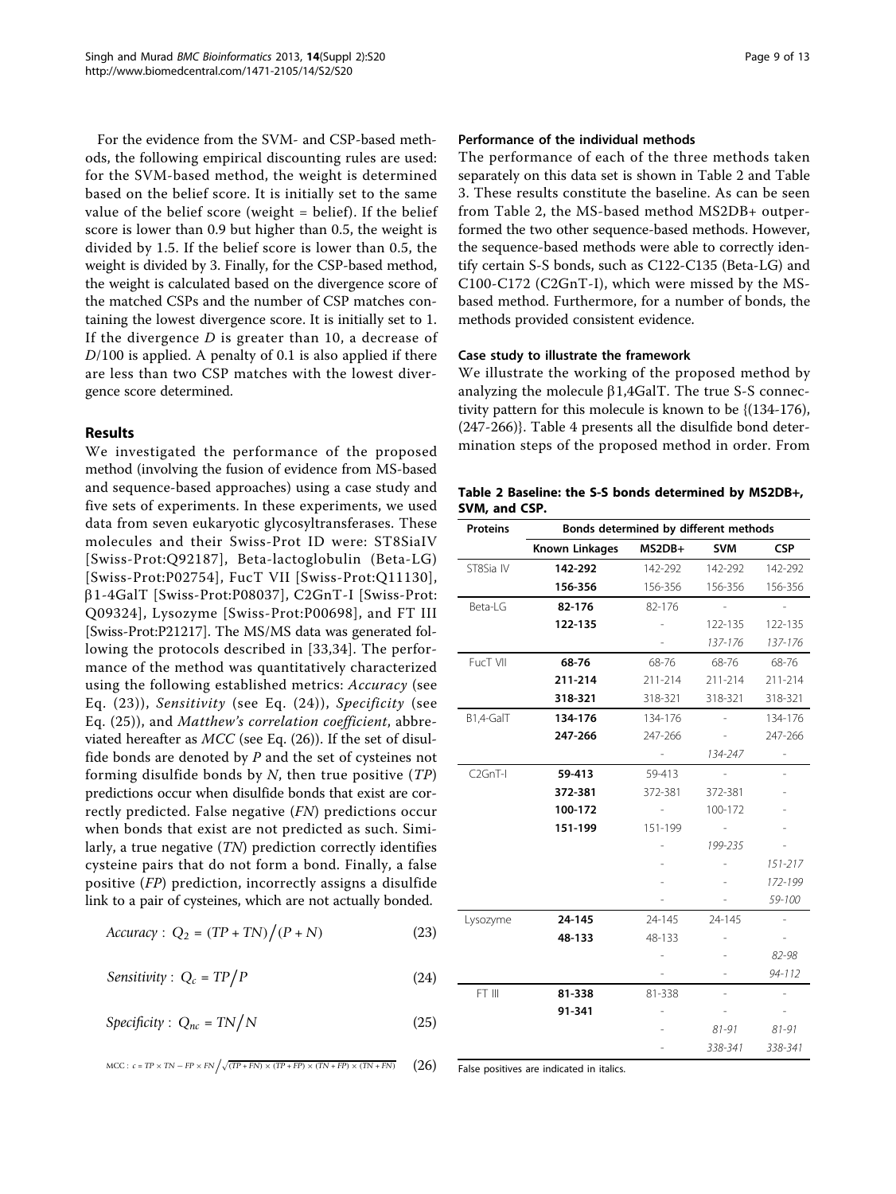For the evidence from the SVM- and CSP-based methods, the following empirical discounting rules are used: for the SVM-based method, the weight is determined based on the belief score. It is initially set to the same value of the belief score (weight = belief). If the belief score is lower than 0.9 but higher than 0.5, the weight is divided by 1.5. If the belief score is lower than 0.5, the weight is divided by 3. Finally, for the CSP-based method, the weight is calculated based on the divergence score of the matched CSPs and the number of CSP matches containing the lowest divergence score. It is initially set to 1. If the divergence $D$ is greater than 10, a decrease of $D/100$ is applied. A penalty of 0.1 is also applied if there are less than two CSP matches with the lowest divergence score determined.

## Results

We investigated the performance of the proposed method (involving the fusion of evidence from MS-based and sequence-based approaches) using a case study and five sets of experiments. In these experiments, we used data from seven eukaryotic glycosyltransferases. These molecules and their Swiss-Prot ID were: ST8SiaIV [Swiss-Prot:Q92187], Beta-lactoglobulin (Beta-LG) [Swiss-Prot:P02754], FucT VII [Swiss-Prot:Q11130], β1-4GalT [Swiss-Prot:P08037], C2GnT-I [Swiss-Prot:Q09324], Lysozyme [Swiss-Prot:P00698], and FT III [Swiss-Prot:P21217]. The MS/MS data was generated following the protocols described in [33,34]. The performance of the method was quantitatively characterized using the following established metrics: *Accuracy* (see Eq. (23)), *Sensitivity* (see Eq. (24)), *Specificity* (see Eq. (25)), and *Matthew's correlation coefficient*, abbreviated hereafter as *MCC* (see Eq. (26)). If the set of disulfide bonds are denoted by $P$ and the set of cysteines not forming disulfide bonds by $N$, then true positive ($TP$) predictions occur when disulfide bonds that exist are correctly predicted. False negative ($FN$) predictions occur when bonds that exist are not predicted as such. Similarly, a true negative ($TN$) prediction correctly identifies cysteine pairs that do not form a bond. Finally, a false positive ($FP$) prediction, incorrectly assigns a disulfide link to a pair of cysteines, which are not actually bonded.

$$Accuracy:\ Q_2 = (TP + TN)/(P + N) \tag{23}$$

$$Sensitivity:\ Q_c = TP/P \tag{24}$$

$$Specificity:\ Q_{nc} = TN/N \tag{25}$$

$$\text{MCC}:\ c = TP \times TN - FP \times FN \Big/ \sqrt{(TP + FN) \times (TP + FP) \times (TN + FP) \times (TN + FN)} \tag{26}$$

### Performance of the individual methods

The performance of each of the three methods taken separately on this data set is shown in Table 2 and Table 3. These results constitute the baseline. As can be seen from Table 2, the MS-based method MS2DB+ outperformed the two other sequence-based methods. However, the sequence-based methods were able to correctly identify certain S-S bonds, such as C122-C135 (Beta-LG) and C100-C172 (C2GnT-I), which were missed by the MS-based method. Furthermore, for a number of bonds, the methods provided consistent evidence.

### Case study to illustrate the framework

We illustrate the working of the proposed method by analyzing the molecule β1,4GalT. The true S-S connectivity pattern for this molecule is known to be {(134-176), (247-266)}. Table 4 presents all the disulfide bond determination steps of the proposed method in order. From

**Table 2 Baseline: the S-S bonds determined by MS2DB+, SVM, and CSP.**

| Proteins | Bonds determined by different methods | | | |
|---|---|---|---|---|
| | Known Linkages | MS2DB+ | SVM | CSP |
| ST8Sia IV | **142-292** | 142-292 | 142-292 | 142-292 |
| | **156-356** | 156-356 | 156-356 | 156-356 |
| Beta-LG | **82-176** | 82-176 | - | - |
| | **122-135** | - | 122-135 | 122-135 |
| | | - | *137-176* | *137-176* |
| FucT VII | **68-76** | 68-76 | 68-76 | 68-76 |
| | **211-214** | 211-214 | 211-214 | 211-214 |
| | **318-321** | 318-321 | 318-321 | 318-321 |
| B1,4-GalT | **134-176** | 134-176 | - | 134-176 |
| | **247-266** | 247-266 | - | 247-266 |
| | | - | *134-247* | - |
| C2GnT-I | **59-413** | 59-413 | - | - |
| | **372-381** | 372-381 | 372-381 | - |
| | **100-172** | - | 100-172 | - |
| | **151-199** | 151-199 | - | - |
| | | - | *199-235* | - |
| | | - | - | *151-217* |
| | | - | - | *172-199* |
| | | - | - | *59-100* |
| Lysozyme | **24-145** | 24-145 | 24-145 | - |
| | **48-133** | 48-133 | - | - |
| | | - | - | *82-98* |
| | | - | - | *94-112* |
| FT III | **81-338** | 81-338 | - | - |
| | **91-341** | - | - | - |
| | | - | *81-91* | *81-91* |
| | | - | *338-341* | *338-341* |

False positives are indicated in italics.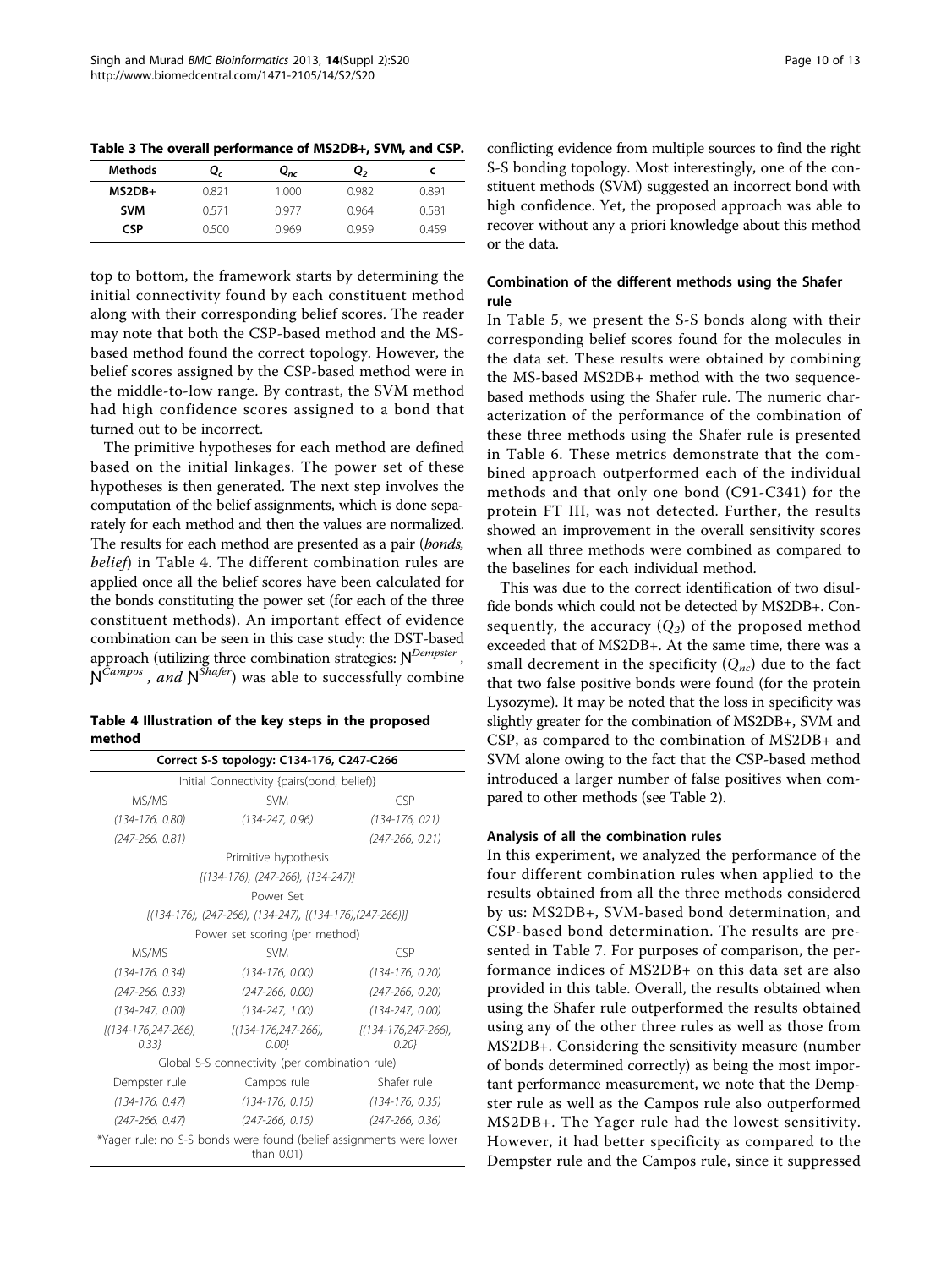**Table 3 The overall performance of MS2DB+, SVM, and CSP.**

| Methods | $Q_c$ | $Q_{nc}$ | $Q_2$ | c |
|---|---|---|---|---|
| **MS2DB+** | 0.821 | 1.000 | 0.982 | 0.891 |
| **SVM** | 0.571 | 0.977 | 0.964 | 0.581 |
| **CSP** | 0.500 | 0.969 | 0.959 | 0.459 |

top to bottom, the framework starts by determining the initial connectivity found by each constituent method along with their corresponding belief scores. The reader may note that both the CSP-based method and the MS-based method found the correct topology. However, the belief scores assigned by the CSP-based method were in the middle-to-low range. By contrast, the SVM method had high confidence scores assigned to a bond that turned out to be incorrect.

The primitive hypotheses for each method are defined based on the initial linkages. The power set of these hypotheses is then generated. The next step involves the computation of the belief assignments, which is done separately for each method and then the values are normalized. The results for each method are presented as a pair (*bonds, belief*) in Table 4. The different combination rules are applied once all the belief scores have been calculated for the bonds constituting the power set (for each of the three constituent methods). An important effect of evidence combination can be seen in this case study: the DST-based approach (utilizing three combination strategies: $\aleph^{Dempster}$, $\aleph^{Campos}$, and $\aleph^{Shafer}$) was able to successfully combine conflicting evidence from multiple sources to find the right S-S bonding topology. Most interestingly, one of the constituent methods (SVM) suggested an incorrect bond with high confidence. Yet, the proposed approach was able to recover without any a priori knowledge about this method or the data.

**Table 4 Illustration of the key steps in the proposed method**

| Correct S-S topology: C134-176, C247-C266 | | |
|---|---|---|
| Initial Connectivity {pairs(bond, belief)} | | |
| MS/MS | SVM | CSP |
| *(134-176, 0.80)* | *(134-247, 0.96)* | *(134-176, 021)* |
| *(247-266, 0.81)* | | *(247-266, 0.21)* |
| Primitive hypothesis | | |
| *{(134-176), (247-266), (134-247)}* | | |
| Power Set | | |
| *{(134-176), (247-266), (134-247), {(134-176),(247-266)}}* | | |
| Power set scoring (per method) | | |
| MS/MS | SVM | CSP |
| *(134-176, 0.34)* | *(134-176, 0.00)* | *(134-176, 0.20)* |
| *(247-266, 0.33)* | *(247-266, 0.00)* | *(247-266, 0.20)* |
| *(134-247, 0.00)* | *(134-247, 1.00)* | *(134-247, 0.00)* |
| *{(134-176,247-266), 0.33}* | *{(134-176,247-266), 0.00}* | *{(134-176,247-266), 0.20}* |
| Global S-S connectivity (per combination rule) | | |
| Dempster rule | Campos rule | Shafer rule |
| *(134-176, 0.47)* | *(134-176, 0.15)* | *(134-176, 0.35)* |
| *(247-266, 0.47)* | *(247-266, 0.15)* | *(247-266, 0.36)* |
| *Yager rule: no S-S bonds were found (belief assignments were lower than 0.01) | | |

### Combination of the different methods using the Shafer rule

In Table 5, we present the S-S bonds along with their corresponding belief scores found for the molecules in the data set. These results were obtained by combining the MS-based MS2DB+ method with the two sequence-based methods using the Shafer rule. The numeric characterization of the performance of the combination of these three methods using the Shafer rule is presented in Table 6. These metrics demonstrate that the combined approach outperformed each of the individual methods and that only one bond (C91-C341) for the protein FT III, was not detected. Further, the results showed an improvement in the overall sensitivity scores when all three methods were combined as compared to the baselines for each individual method.

This was due to the correct identification of two disulfide bonds which could not be detected by MS2DB+. Consequently, the accuracy ($Q_2$) of the proposed method exceeded that of MS2DB+. At the same time, there was a small decrement in the specificity ($Q_{nc}$) due to the fact that two false positive bonds were found (for the protein Lysozyme). It may be noted that the loss in specificity was slightly greater for the combination of MS2DB+, SVM and CSP, as compared to the combination of MS2DB+ and SVM alone owing to the fact that the CSP-based method introduced a larger number of false positives when compared to other methods (see Table 2).

### Analysis of all the combination rules

In this experiment, we analyzed the performance of the four different combination rules when applied to the results obtained from all the three methods considered by us: MS2DB+, SVM-based bond determination, and CSP-based bond determination. The results are presented in Table 7. For purposes of comparison, the performance indices of MS2DB+ on this data set are also provided in this table. Overall, the results obtained when using the Shafer rule outperformed the results obtained using any of the other three rules as well as those from MS2DB+. Considering the sensitivity measure (number of bonds determined correctly) as being the most important performance measurement, we note that the Dempster rule as well as the Campos rule also outperformed MS2DB+. The Yager rule had the lowest sensitivity. However, it had better specificity as compared to the Dempster rule and the Campos rule, since it suppressed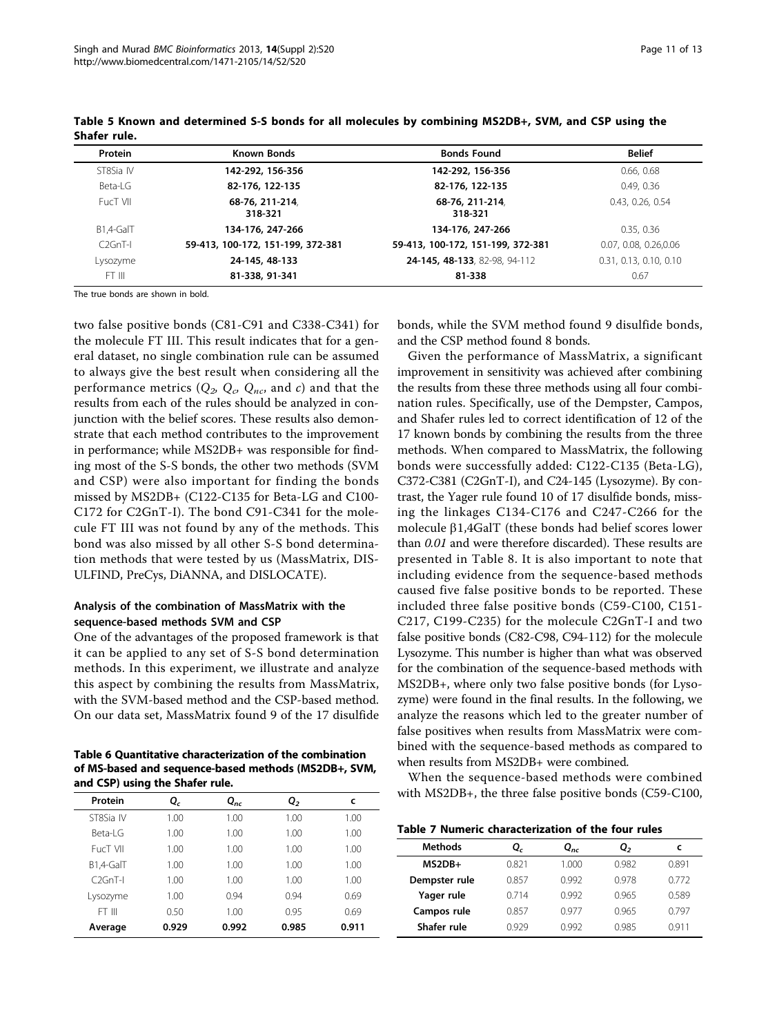**Table 5 Known and determined S-S bonds for all molecules by combining MS2DB+, SVM, and CSP using the Shafer rule.**

| Protein | Known Bonds | Bonds Found | Belief |
|---|---|---|---|
| ST8Sia IV | **142-292, 156-356** | **142-292, 156-356** | 0.66, 0.68 |
| Beta-LG | **82-176, 122-135** | **82-176, 122-135** | 0.49, 0.36 |
| FucT VII | **68-76, 211-214, 318-321** | **68-76, 211-214, 318-321** | 0.43, 0.26, 0.54 |
| B1,4-GalT | **134-176, 247-266** | **134-176, 247-266** | 0.35, 0.36 |
| C2GnT-I | **59-413, 100-172, 151-199, 372-381** | **59-413, 100-172, 151-199, 372-381** | 0.07, 0.08, 0.26,0.06 |
| Lysozyme | **24-145, 48-133** | **24-145, 48-133**, 82-98, 94-112 | 0.31, 0.13, 0.10, 0.10 |
| FT III | **81-338, 91-341** | **81-338** | 0.67 |

The true bonds are shown in bold.

two false positive bonds (C81-C91 and C338-C341) for the molecule FT III. This result indicates that for a general dataset, no single combination rule can be assumed to always give the best result when considering all the performance metrics ($Q_2$, $Q_c$, $Q_{nc}$, and $c$) and that the results from each of the rules should be analyzed in conjunction with the belief scores. These results also demonstrate that each method contributes to the improvement in performance; while MS2DB+ was responsible for finding most of the S-S bonds, the other two methods (SVM and CSP) were also important for finding the bonds missed by MS2DB+ (C122-C135 for Beta-LG and C100-C172 for C2GnT-I). The bond C91-C341 for the molecule FT III was not found by any of the methods. This bond was also missed by all other S-S bond determination methods that were tested by us (MassMatrix, DISULFIND, PreCys, DiANNA, and DISLOCATE).

### Analysis of the combination of MassMatrix with the sequence-based methods SVM and CSP

One of the advantages of the proposed framework is that it can be applied to any set of S-S bond determination methods. In this experiment, we illustrate and analyze this aspect by combining the results from MassMatrix, with the SVM-based method and the CSP-based method. On our data set, MassMatrix found 9 of the 17 disulfide bonds, while the SVM method found 9 disulfide bonds, and the CSP method found 8 bonds.

Given the performance of MassMatrix, a significant improvement in sensitivity was achieved after combining the results from these three methods using all four combination rules. Specifically, use of the Dempster, Campos, and Shafer rules led to correct identification of 12 of the 17 known bonds by combining the results from the three methods. When compared to MassMatrix, the following bonds were successfully added: C122-C135 (Beta-LG), C372-C381 (C2GnT-I), and C24-145 (Lysozyme). By contrast, the Yager rule found 10 of 17 disulfide bonds, missing the linkages C134-C176 and C247-C266 for the molecule β1,4GalT (these bonds had belief scores lower than *0.01* and were therefore discarded). These results are presented in Table 8. It is also important to note that including evidence from the sequence-based methods caused five false positive bonds to be reported. These included three false positive bonds (C59-C100, C151-C217, C199-C235) for the molecule C2GnT-I and two false positive bonds (C82-C98, C94-112) for the molecule Lysozyme. This number is higher than what was observed for the combination of the sequence-based methods with MS2DB+, where only two false positive bonds (for Lysozyme) were found in the final results. In the following, we analyze the reasons which led to the greater number of false positives when results from MassMatrix were combined with the sequence-based methods as compared to when results from MS2DB+ were combined.

When the sequence-based methods were combined with MS2DB+, the three false positive bonds (C59-C100,

**Table 6 Quantitative characterization of the combination of MS-based and sequence-based methods (MS2DB+, SVM, and CSP) using the Shafer rule.**

| Protein | $Q_c$ | $Q_{nc}$ | $Q_2$ | c |
|---|---|---|---|---|
| ST8Sia IV | 1.00 | 1.00 | 1.00 | 1.00 |
| Beta-LG | 1.00 | 1.00 | 1.00 | 1.00 |
| FucT VII | 1.00 | 1.00 | 1.00 | 1.00 |
| B1,4-GalT | 1.00 | 1.00 | 1.00 | 1.00 |
| C2GnT-I | 1.00 | 1.00 | 1.00 | 1.00 |
| Lysozyme | 1.00 | 0.94 | 0.94 | 0.69 |
| FT III | 0.50 | 1.00 | 0.95 | 0.69 |
| **Average** | **0.929** | **0.992** | **0.985** | **0.911** |

**Table 7 Numeric characterization of the four rules**

| Methods | $Q_c$ | $Q_{nc}$ | $Q_2$ | c |
|---|---|---|---|---|
| **MS2DB+** | 0.821 | 1.000 | 0.982 | 0.891 |
| **Dempster rule** | 0.857 | 0.992 | 0.978 | 0.772 |
| **Yager rule** | 0.714 | 0.992 | 0.965 | 0.589 |
| **Campos rule** | 0.857 | 0.977 | 0.965 | 0.797 |
| **Shafer rule** | 0.929 | 0.992 | 0.985 | 0.911 |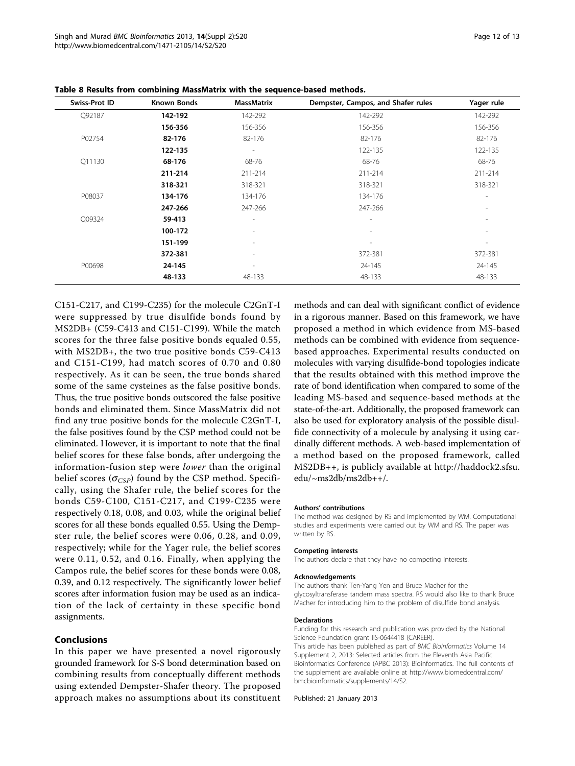**Table 8 Results from combining MassMatrix with the sequence-based methods.**

| Swiss-Prot ID | Known Bonds | MassMatrix | Dempster, Campos, and Shafer rules | Yager rule |
|---|---|---|---|---|
| Q92187 | **142-192** | 142-292 | 142-292 | 142-292 |
| | **156-356** | 156-356 | 156-356 | 156-356 |
| P02754 | **82-176** | 82-176 | 82-176 | 82-176 |
| | **122-135** | - | 122-135 | 122-135 |
| Q11130 | **68-176** | 68-76 | 68-76 | 68-76 |
| | **211-214** | 211-214 | 211-214 | 211-214 |
| | **318-321** | 318-321 | 318-321 | 318-321 |
| P08037 | **134-176** | 134-176 | 134-176 | - |
| | **247-266** | 247-266 | 247-266 | - |
| Q09324 | **59-413** | - | - | - |
| | **100-172** | - | - | - |
| | **151-199** | - | - | - |
| | **372-381** | - | 372-381 | 372-381 |
| P00698 | **24-145** | - | 24-145 | 24-145 |
| | **48-133** | 48-133 | 48-133 | 48-133 |

C151-C217, and C199-C235) for the molecule C2GnT-I were suppressed by true disulfide bonds found by MS2DB+ (C59-C413 and C151-C199). While the match scores for the three false positive bonds equaled 0.55, with MS2DB+, the two true positive bonds C59-C413 and C151-C199, had match scores of 0.70 and 0.80 respectively. As it can be seen, the true bonds shared some of the same cysteines as the false positive bonds. Thus, the true positive bonds outscored the false positive bonds and eliminated them. Since MassMatrix did not find any true positive bonds for the molecule C2GnT-I, the false positives found by the CSP method could not be eliminated. However, it is important to note that the final belief scores for these false bonds, after undergoing the information-fusion step were *lower* than the original belief scores ($\sigma_{CSP}$) found by the CSP method. Specifically, using the Shafer rule, the belief scores for the bonds C59-C100, C151-C217, and C199-C235 were respectively 0.18, 0.08, and 0.03, while the original belief scores for all these bonds equalled 0.55. Using the Dempster rule, the belief scores were 0.06, 0.28, and 0.09, respectively; while for the Yager rule, the belief scores were 0.11, 0.52, and 0.16. Finally, when applying the Campos rule, the belief scores for these bonds were 0.08, 0.39, and 0.12 respectively. The significantly lower belief scores after information fusion may be used as an indication of the lack of certainty in these specific bond assignments.

## Conclusions

In this paper we have presented a novel rigorously grounded framework for S-S bond determination based on combining results from conceptually different methods using extended Dempster-Shafer theory. The proposed approach makes no assumptions about its constituent methods and can deal with significant conflict of evidence in a rigorous manner. Based on this framework, we have proposed a method in which evidence from MS-based methods can be combined with evidence from sequence-based approaches. Experimental results conducted on molecules with varying disulfide-bond topologies indicate that the results obtained with this method improve the rate of bond identification when compared to some of the leading MS-based and sequence-based methods at the state-of-the-art. Additionally, the proposed framework can also be used for exploratory analysis of the possible disulfide connectivity of a molecule by analysing it using cardinally different methods. A web-based implementation of a method based on the proposed framework, called MS2DB++, is publicly available at http://haddock2.sfsu.edu/~ms2db/ms2db++/.

#### Authors' contributions

The method was designed by RS and implemented by WM. Computational studies and experiments were carried out by WM and RS. The paper was written by RS.

#### Competing interests

The authors declare that they have no competing interests.

#### Acknowledgements

The authors thank Ten-Yang Yen and Bruce Macher for the glycosyltransferase tandem mass spectra. RS would also like to thank Bruce Macher for introducing him to the problem of disulfide bond analysis.

#### Declarations

Funding for this research and publication was provided by the National Science Foundation grant IIS-0644418 (CAREER).

This article has been published as part of *BMC Bioinformatics* Volume 14 Supplement 2, 2013: Selected articles from the Eleventh Asia Pacific Bioinformatics Conference (APBC 2013): Bioinformatics. The full contents of the supplement are available online at http://www.biomedcentral.com/bmcbioinformatics/supplements/14/S2.

Published: 21 January 2013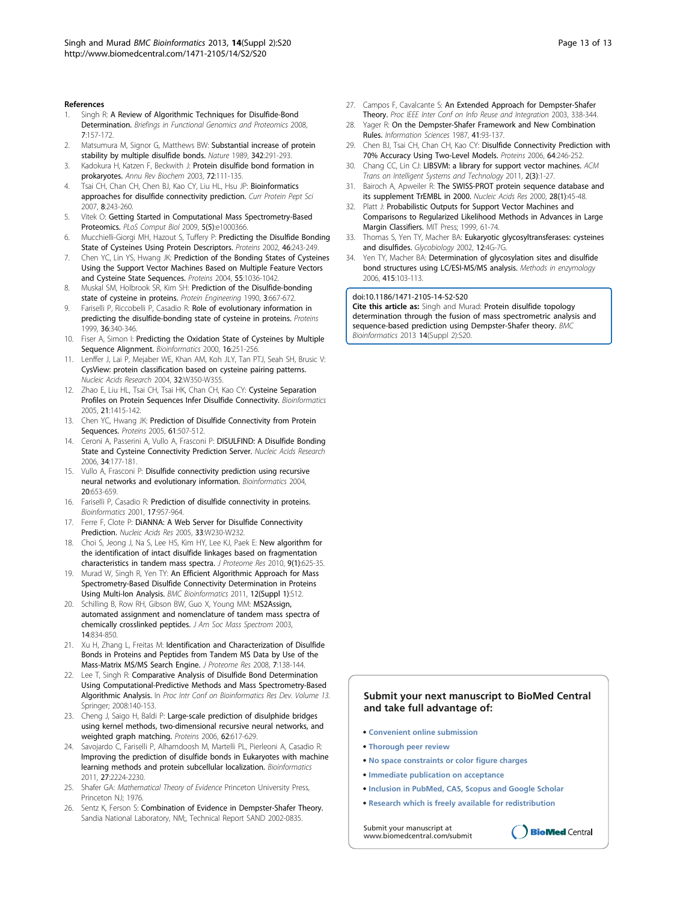## References

1. Singh R: **A Review of Algorithmic Techniques for Disulfide-Bond Determination.** *Briefings in Functional Genomics and Proteomics* 2008, **7**:157-172.
2. Matsumura M, Signor G, Matthews BW: **Substantial increase of protein stability by multiple disulfide bonds.** *Nature* 1989, **342**:291-293.
3. Kadokura H, Katzen F, Beckwith J: **Protein disulfide bond formation in prokaryotes.** *Annu Rev Biochem* 2003, **72**:111-135.
4. Tsai CH, Chan CH, Chen BJ, Kao CY, Liu HL, Hsu JP: **Bioinformatics approaches for disulfide connectivity prediction.** *Curr Protein Pept Sci* 2007, **8**:243-260.
5. Vitek O: **Getting Started in Computational Mass Spectrometry-Based Proteomics.** *PLoS Comput Biol* 2009, **5(5)**:e1000366.
6. Mucchielli-Giorgi MH, Hazout S, Tuffery P: **Predicting the Disulfide Bonding State of Cysteines Using Protein Descriptors.** *Proteins* 2002, **46**:243-249.
7. Chen YC, Lin YS, Hwang JK: **Prediction of the Bonding States of Cysteines Using the Support Vector Machines Based on Multiple Feature Vectors and Cysteine State Sequences.** *Proteins* 2004, **55**:1036-1042.
8. Muskal SM, Holbrook SR, Kim SH: **Prediction of the Disulfide-bonding state of cysteine in proteins.** *Protein Engineering* 1990, **3**:667-672.
9. Fariselli P, Riccobelli P, Casadio R: **Role of evolutionary information in predicting the disulfide-bonding state of cysteine in proteins.** *Proteins* 1999, **36**:340-346.
10. Fiser A, Simon I: **Predicting the Oxidation State of Cysteines by Multiple Sequence Alignment.** *Bioinformatics* 2000, **16**:251-256.
11. Lenffer J, Lai P, Mejaber WE, Khan AM, Koh JLY, Tan PTJ, Seah SH, Brusic V: **CysView: protein classification based on cysteine pairing patterns.** *Nucleic Acids Research* 2004, **32**:W350-W355.
12. Zhao E, Liu HL, Tsai CH, Tsai HK, Chan CH, Kao CY: **Cysteine Separation Profiles on Protein Sequences Infer Disulfide Connectivity.** *Bioinformatics* 2005, **21**:1415-142.
13. Chen YC, Hwang JK: **Prediction of Disulfide Connectivity from Protein Sequences.** *Proteins* 2005, **61**:507-512.
14. Ceroni A, Passerini A, Vullo A, Frasconi P: **DISULFIND: A Disulfide Bonding State and Cysteine Connectivity Prediction Server.** *Nucleic Acids Research* 2006, **34**:177-181.
15. Vullo A, Frasconi P: **Disulfide connectivity prediction using recursive neural networks and evolutionary information.** *Bioinformatics* 2004, **20**:653-659.
16. Fariselli P, Casadio R: **Prediction of disulfide connectivity in proteins.** *Bioinformatics* 2001, **17**:957-964.
17. Ferre F, Clote P: **DiANNA: A Web Server for Disulfide Connectivity Prediction.** *Nucleic Acids Res* 2005, **33**:W230-W232.
18. Choi S, Jeong J, Na S, Lee HS, Kim HY, Lee KJ, Paek E: **New algorithm for the identification of intact disulfide linkages based on fragmentation characteristics in tandem mass spectra.** *J Proteome Res* 2010, **9(1)**:625-35.
19. Murad W, Singh R, Yen TY: **An Efficient Algorithmic Approach for Mass Spectrometry-Based Disulfide Connectivity Determination in Proteins Using Multi-Ion Analysis.** *BMC Bioinformatics* 2011, **12(Suppl 1)**:S12.
20. Schilling B, Row RH, Gibson BW, Guo X, Young MM: **MS2Assign, automated assignment and nomenclature of tandem mass spectra of chemically crosslinked peptides.** *J Am Soc Mass Spectrom* 2003, **14**:834-850.
21. Xu H, Zhang L, Freitas M: **Identification and Characterization of Disulfide Bonds in Proteins and Peptides from Tandem MS Data by Use of the Mass-Matrix MS/MS Search Engine.** *J Proteome Res* 2008, **7**:138-144.
22. Lee T, Singh R: **Comparative Analysis of Disulfide Bond Determination Using Computational-Predictive Methods and Mass Spectrometry-Based Algorithmic Analysis.** In *Proc Intr Conf on Bioinformatics Res Dev. Volume 13*. Springer; 2008:140-153.
23. Cheng J, Saigo H, Baldi P: **Large-scale prediction of disulphide bridges using kernel methods, two-dimensional recursive neural networks, and weighted graph matching.** *Proteins* 2006, **62**:617-629.
24. Savojardo C, Fariselli P, Alhamdoosh M, Martelli PL, Pierleoni A, Casadio R: **Improving the prediction of disulfide bonds in Eukaryotes with machine learning methods and protein subcellular localization.** *Bioinformatics* 2011, **27**:2224-2230.
25. Shafer GA: *Mathematical Theory of Evidence* Princeton University Press, Princeton NJ; 1976.
26. Sentz K, Ferson S: **Combination of Evidence in Dempster-Shafer Theory.** Sandia National Laboratory, NM;, Technical Report SAND 2002-0835.
27. Campos F, Cavalcante S: **An Extended Approach for Dempster-Shafer Theory.** *Proc IEEE Inter Conf on Info Reuse and Integration* 2003, 338-344.
28. Yager R: **On the Dempster-Shafer Framework and New Combination Rules.** *Information Sciences* 1987, **41**:93-137.
29. Chen BJ, Tsai CH, Chan CH, Kao CY: **Disulfide Connectivity Prediction with 70% Accuracy Using Two-Level Models.** *Proteins* 2006, **64**:246-252.
30. Chang CC, Lin CJ: **LIBSVM: a library for support vector machines.** *ACM Trans on Intelligent Systems and Technology* 2011, **2(3)**:1-27.
31. Bairoch A, Apweiler R: **The SWISS-PROT protein sequence database and its supplement TrEMBL in 2000.** *Nucleic Acids Res* 2000, **28(1)**:45-48.
32. Platt J: **Probabilistic Outputs for Support Vector Machines and Comparisons to Regularized Likelihood Methods in Advances in Large Margin Classifiers.** MIT Press; 1999, 61-74.
33. Thomas S, Yen TY, Macher BA: **Eukaryotic glycosyltransferases: cysteines and disulfides.** *Glycobiology* 2002, **12**:4G-7G.
34. Yen TY, Macher BA: **Determination of glycosylation sites and disulfide bond structures using LC/ESI-MS/MS analysis.** *Methods in enzymology* 2006, **415**:103-113.

doi:10.1186/1471-2105-14-S2-S20

**Cite this article as:** Singh and Murad: Protein disulfide topology determination through the fusion of mass spectrometric analysis and sequence-based prediction using Dempster-Shafer theory. *BMC Bioinformatics* 2013 14(Suppl 2):S20.

**Submit your next manuscript to BioMed Central and take full advantage of:**

- Convenient online submission
- Thorough peer review
- No space constraints or color figure charges
- Immediate publication on acceptance
- Inclusion in PubMed, CAS, Scopus and Google Scholar
- Research which is freely available for redistribution

Submit your manuscript at www.biomedcentral.com/submit